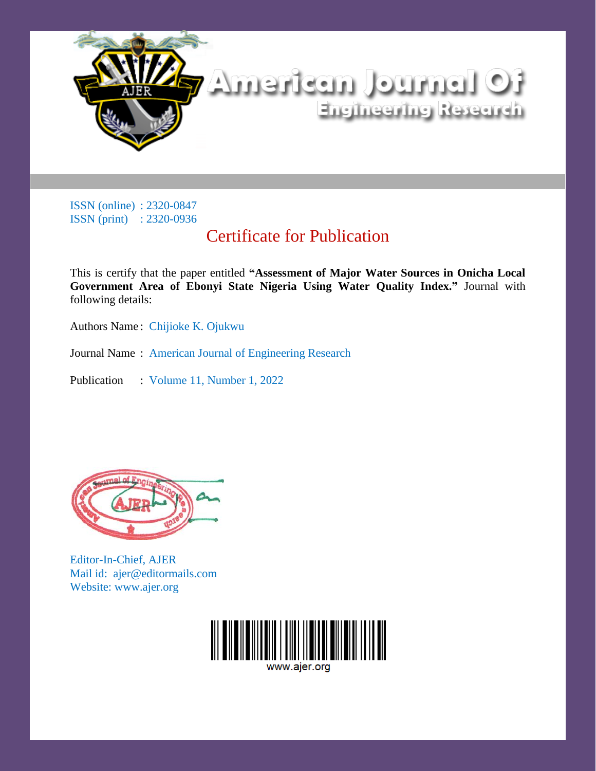# American Journal Of Engineering Research

ISSN (online) : 2320-0847
ISSN (print) : 2320-0936

## Certificate for Publication

This is certify that the paper entitled **"Assessment of Major Water Sources in Onicha Local Government Area of Ebonyi State Nigeria Using Water Quality Index."** Journal with following details:

Authors Name : Chijioke K. Ojukwu

Journal Name : American Journal of Engineering Research

Publication : Volume 11, Number 1, 2022

Editor-In-Chief, AJER
Mail id: ajer@editormails.com
Website: www.ajer.org

www.ajer.org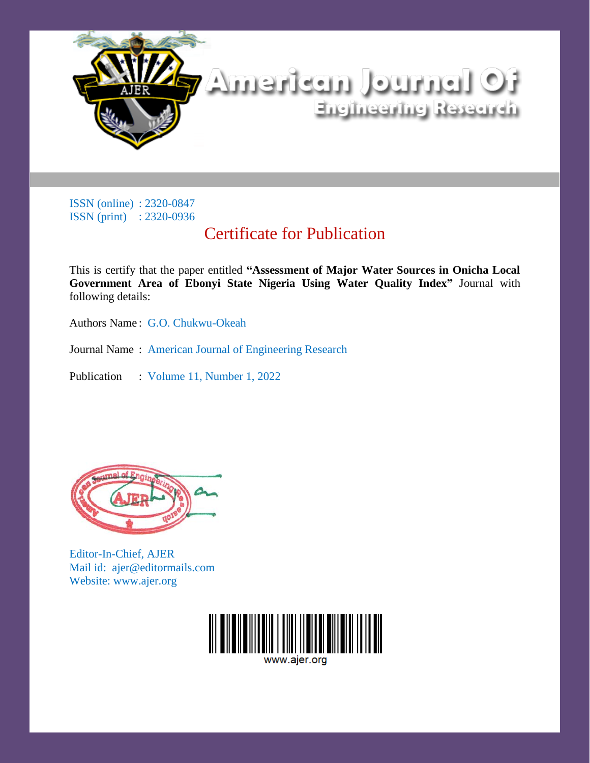# American Journal Of Engineering Research

ISSN (online) : 2320-0847
ISSN (print) : 2320-0936

## Certificate for Publication

This is certify that the paper entitled **"Assessment of Major Water Sources in Onicha Local Government Area of Ebonyi State Nigeria Using Water Quality Index"** Journal with following details:

Authors Name : G.O. Chukwu-Okeah

Journal Name : American Journal of Engineering Research

Publication : Volume 11, Number 1, 2022

Editor-In-Chief, AJER
Mail id: ajer@editormails.com
Website: www.ajer.org

www.ajer.org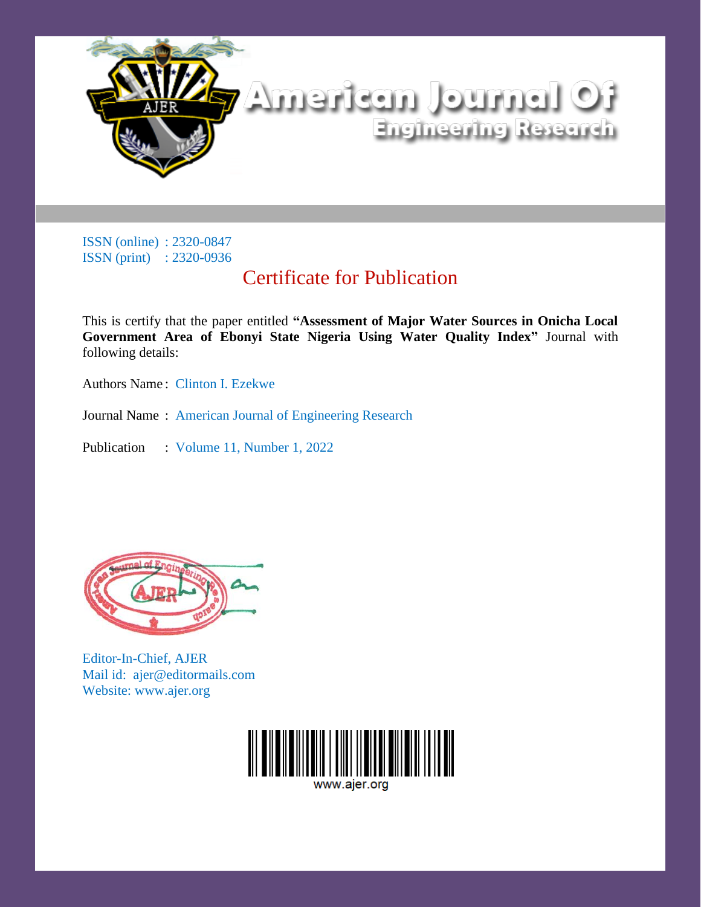# American Journal Of Engineering Research

ISSN (online) : 2320-0847
ISSN (print) : 2320-0936

## Certificate for Publication

This is certify that the paper entitled **"Assessment of Major Water Sources in Onicha Local Government Area of Ebonyi State Nigeria Using Water Quality Index"** Journal with following details:

Authors Name : Clinton I. Ezekwe

Journal Name : American Journal of Engineering Research

Publication : Volume 11, Number 1, 2022

Editor-In-Chief, AJER
Mail id: ajer@editormails.com
Website: www.ajer.org

www.ajer.org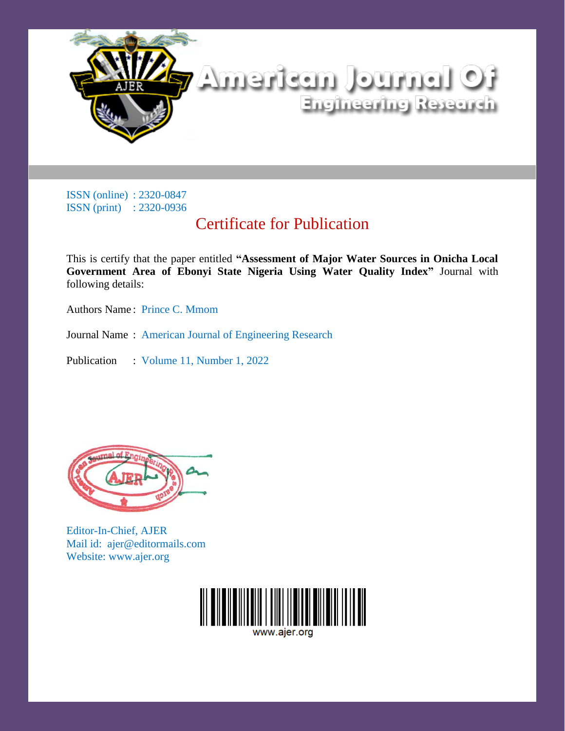# American Journal Of Engineering Research

ISSN (online) : 2320-0847
ISSN (print) : 2320-0936

## Certificate for Publication

This is certify that the paper entitled **"Assessment of Major Water Sources in Onicha Local Government Area of Ebonyi State Nigeria Using Water Quality Index"** Journal with following details:

Authors Name : Prince C. Mmom

Journal Name : American Journal of Engineering Research

Publication : Volume 11, Number 1, 2022

Editor-In-Chief, AJER
Mail id: ajer@editormails.com
Website: www.ajer.org

www.ajer.org